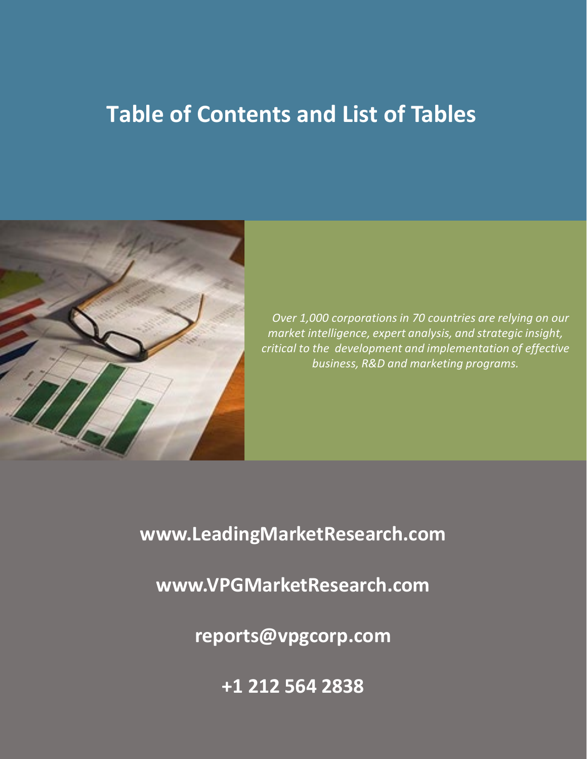# Table of Contents and List of Tables

*Over 1,000 corporations in 70 countries are relying on our market intelligence, expert analysis, and strategic insight, critical to the development and implementation of effective business, R&D and marketing programs.*

**www.LeadingMarketResearch.com**

**www.VPGMarketResearch.com**

**reports@vpgcorp.com**

**+1 212 564 2838**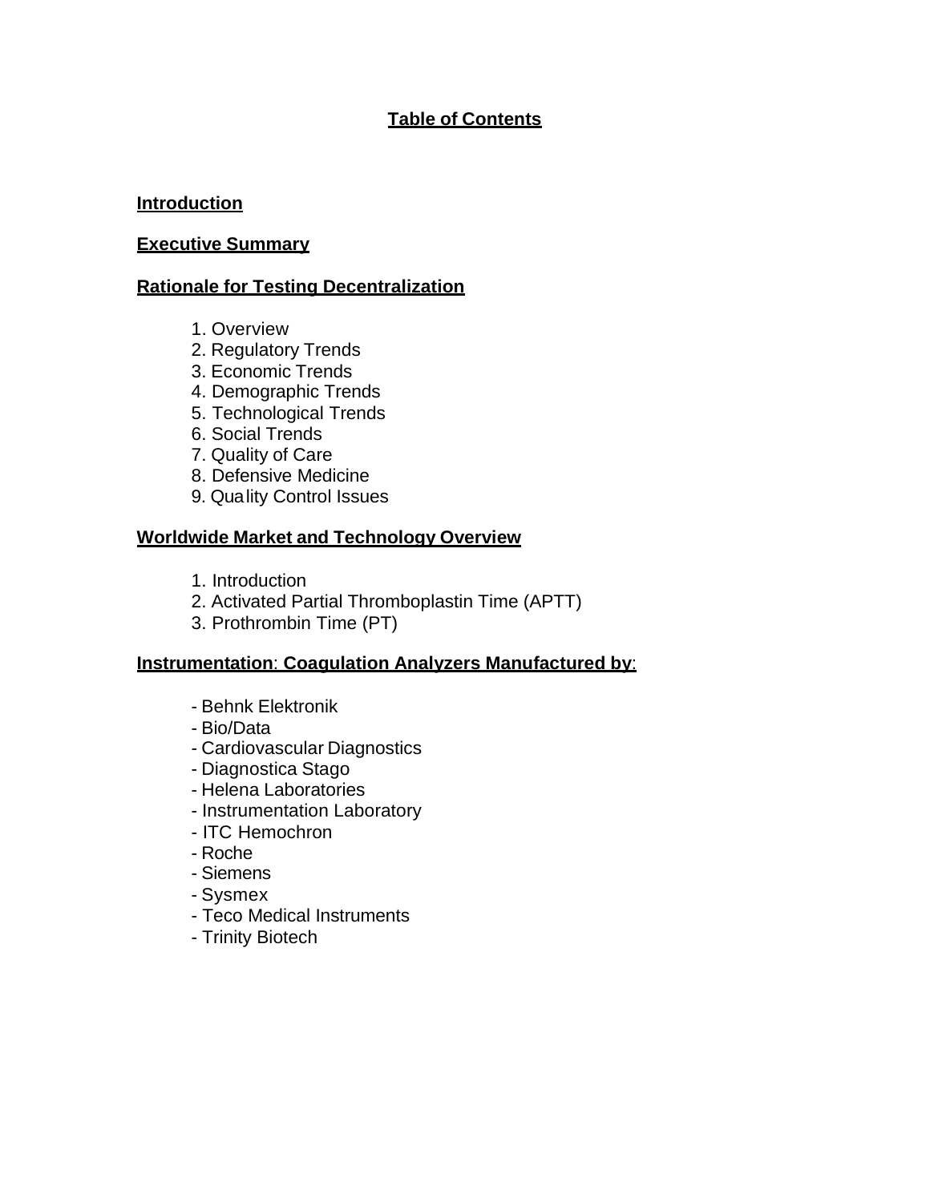# Table of Contents

**Introduction**

**Executive Summary**

**Rationale for Testing Decentralization**

1. Overview
2. Regulatory Trends
3. Economic Trends
4. Demographic Trends
5. Technological Trends
6. Social Trends
7. Quality of Care
8. Defensive Medicine
9. Quality Control Issues

**Worldwide Market and Technology Overview**

1. Introduction
2. Activated Partial Thromboplastin Time (APTT)
3. Prothrombin Time (PT)

**Instrumentation: Coagulation Analyzers Manufactured by:**

- Behnk Elektronik
- Bio/Data
- Cardiovascular Diagnostics
- Diagnostica Stago
- Helena Laboratories
- Instrumentation Laboratory
- ITC Hemochron
- Roche
- Siemens
- Sysmex
- Teco Medical Instruments
- Trinity Biotech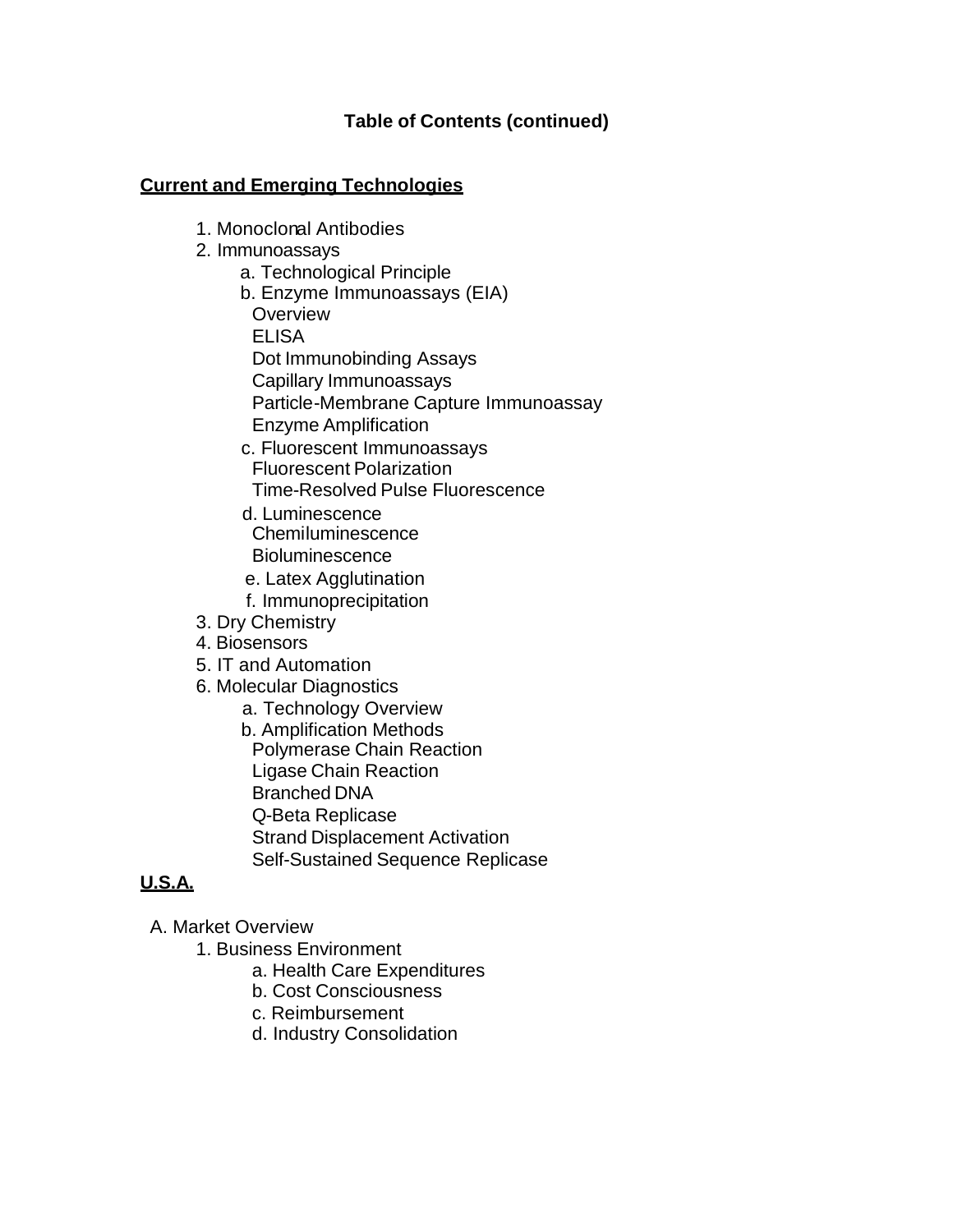**Table of Contents (continued)**

**<u>Current and Emerging Technologies</u>**

1. Monoclonal Antibodies
2. Immunoassays
   - a. Technological Principle
   - b. Enzyme Immunoassays (EIA)
     - Overview
     - ELISA
     - Dot Immunobinding Assays
     - Capillary Immunoassays
     - Particle-Membrane Capture Immunoassay
     - Enzyme Amplification
   - c. Fluorescent Immunoassays
     - Fluorescent Polarization
     - Time-Resolved Pulse Fluorescence
   - d. Luminescence
     - Chemiluminescence
     - Bioluminescence
   - e. Latex Agglutination
   - f. Immunoprecipitation
3. Dry Chemistry
4. Biosensors
5. IT and Automation
6. Molecular Diagnostics
   - a. Technology Overview
   - b. Amplification Methods
     - Polymerase Chain Reaction
     - Ligase Chain Reaction
     - Branched DNA
     - Q-Beta Replicase
     - Strand Displacement Activation
     - Self-Sustained Sequence Replicase

**<u>U.S.A.</u>**

A. Market Overview
   1. Business Environment
      - a. Health Care Expenditures
      - b. Cost Consciousness
      - c. Reimbursement
      - d. Industry Consolidation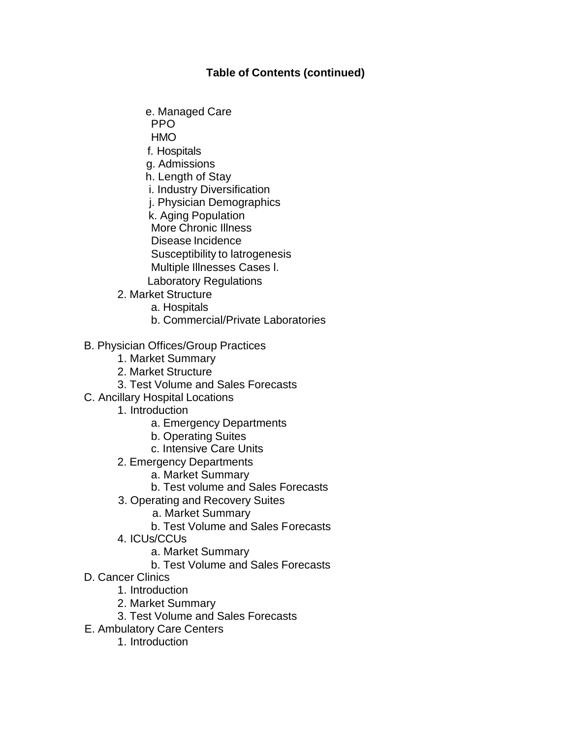**Table of Contents (continued)**

- e. Managed Care
  - PPO
  - HMO
- f. Hospitals
- g. Admissions
- h. Length of Stay
- i. Industry Diversification
- j. Physician Demographics
- k. Aging Population
  - More Chronic Illness
  - Disease Incidence
  - Susceptibility to latrogenesis
  - Multiple Illnesses Cases l.
- Laboratory Regulations

2. Market Structure
   - a. Hospitals
   - b. Commercial/Private Laboratories

B. Physician Offices/Group Practices
   1. Market Summary
   2. Market Structure
   3. Test Volume and Sales Forecasts

C. Ancillary Hospital Locations
   1. Introduction
      - a. Emergency Departments
      - b. Operating Suites
      - c. Intensive Care Units
   2. Emergency Departments
      - a. Market Summary
      - b. Test volume and Sales Forecasts
   3. Operating and Recovery Suites
      - a. Market Summary
      - b. Test Volume and Sales Forecasts
   4. ICUs/CCUs
      - a. Market Summary
      - b. Test Volume and Sales Forecasts

D. Cancer Clinics
   1. Introduction
   2. Market Summary
   3. Test Volume and Sales Forecasts

E. Ambulatory Care Centers
   1. Introduction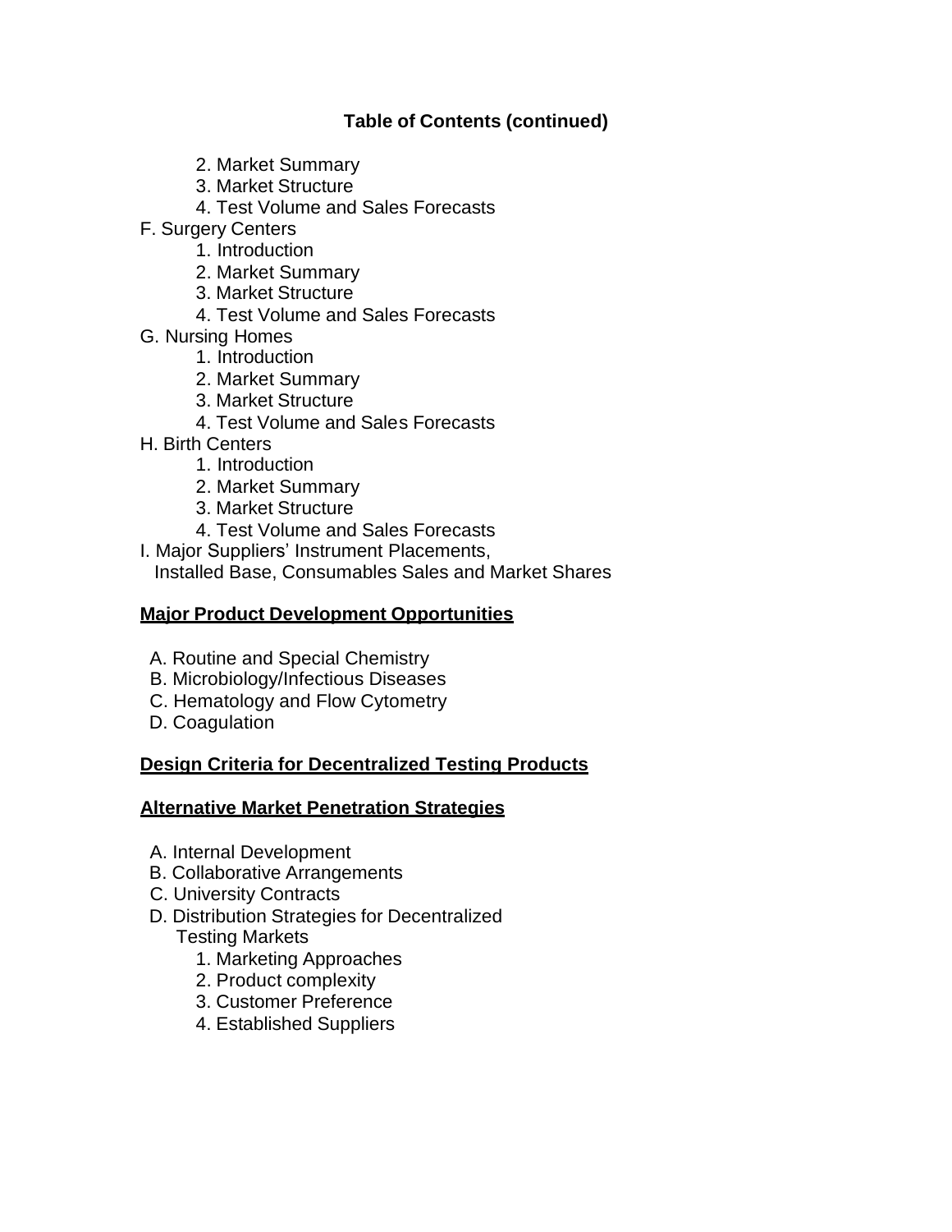## Table of Contents (continued)

   2. Market Summary
   3. Market Structure
   4. Test Volume and Sales Forecasts

F. Surgery Centers
   1. Introduction
   2. Market Summary
   3. Market Structure
   4. Test Volume and Sales Forecasts

G. Nursing Homes
   1. Introduction
   2. Market Summary
   3. Market Structure
   4. Test Volume and Sales Forecasts

H. Birth Centers
   1. Introduction
   2. Market Summary
   3. Market Structure
   4. Test Volume and Sales Forecasts

I. Major Suppliers' Instrument Placements, Installed Base, Consumables Sales and Market Shares

**Major Product Development Opportunities**

A. Routine and Special Chemistry
B. Microbiology/Infectious Diseases
C. Hematology and Flow Cytometry
D. Coagulation

**Design Criteria for Decentralized Testing Products**

**Alternative Market Penetration Strategies**

A. Internal Development
B. Collaborative Arrangements
C. University Contracts
D. Distribution Strategies for Decentralized Testing Markets
   1. Marketing Approaches
   2. Product complexity
   3. Customer Preference
   4. Established Suppliers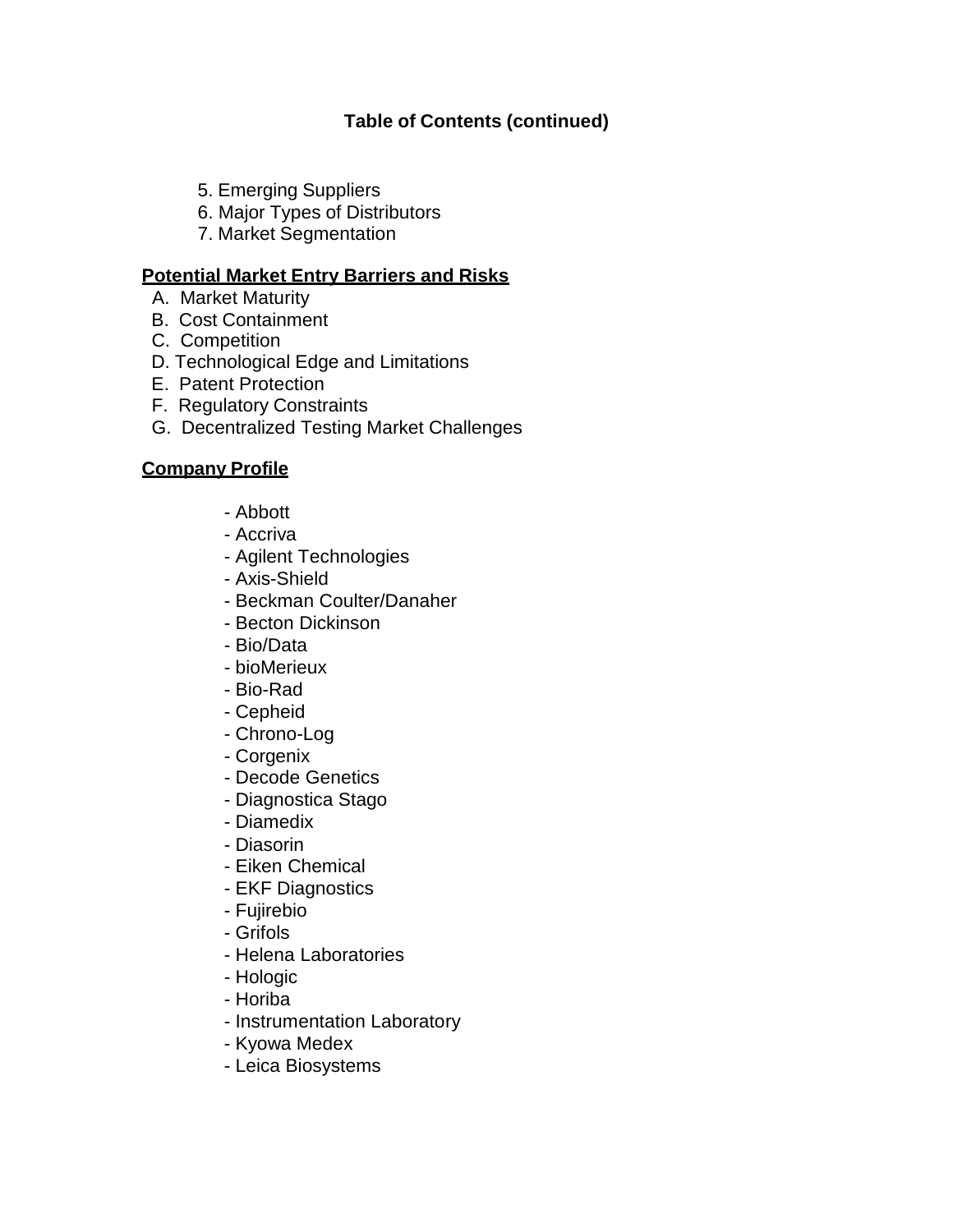**Table of Contents (continued)**

5. Emerging Suppliers
6. Major Types of Distributors
7. Market Segmentation

**Potential Market Entry Barriers and Risks**

A. Market Maturity
B. Cost Containment
C. Competition
D. Technological Edge and Limitations
E. Patent Protection
F. Regulatory Constraints
G. Decentralized Testing Market Challenges

**Company Profile**

- Abbott
- Accriva
- Agilent Technologies
- Axis-Shield
- Beckman Coulter/Danaher
- Becton Dickinson
- Bio/Data
- bioMerieux
- Bio-Rad
- Cepheid
- Chrono-Log
- Corgenix
- Decode Genetics
- Diagnostica Stago
- Diamedix
- Diasorin
- Eiken Chemical
- EKF Diagnostics
- Fujirebio
- Grifols
- Helena Laboratories
- Hologic
- Horiba
- Instrumentation Laboratory
- Kyowa Medex
- Leica Biosystems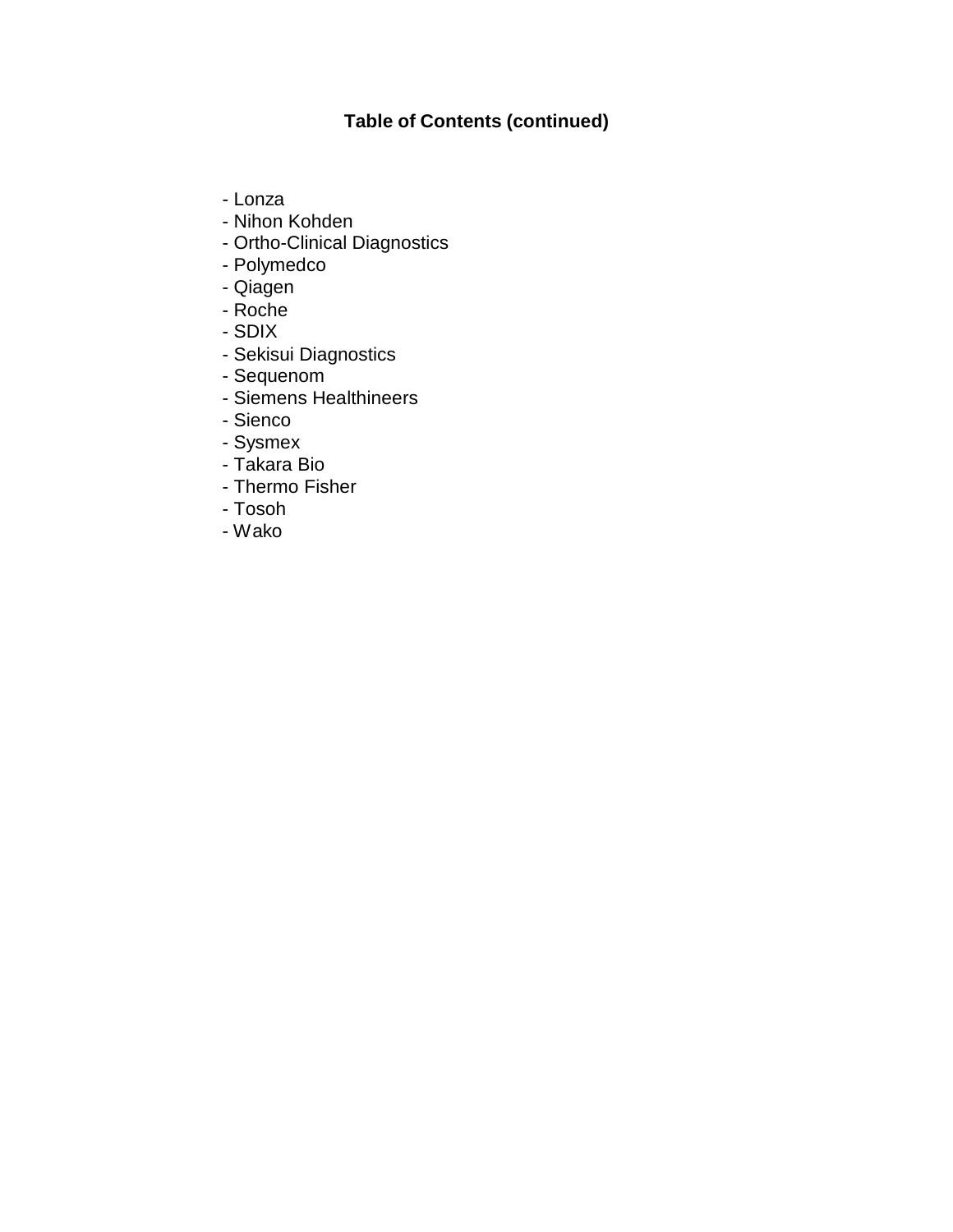**Table of Contents (continued)**

- Lonza
- Nihon Kohden
- Ortho-Clinical Diagnostics
- Polymedco
- Qiagen
- Roche
- SDIX
- Sekisui Diagnostics
- Sequenom
- Siemens Healthineers
- Sienco
- Sysmex
- Takara Bio
- Thermo Fisher
- Tosoh
- Wako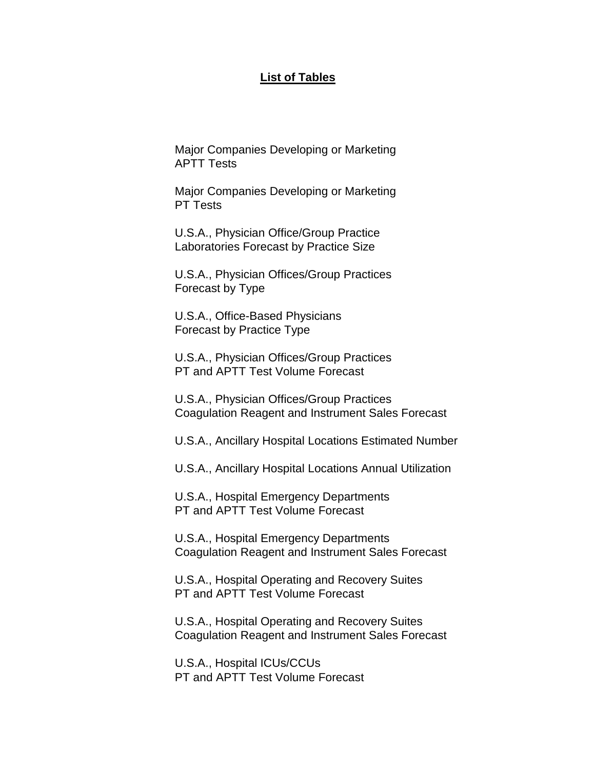## List of Tables

Major Companies Developing or Marketing
APTT Tests

Major Companies Developing or Marketing
PT Tests

U.S.A., Physician Office/Group Practice
Laboratories Forecast by Practice Size

U.S.A., Physician Offices/Group Practices
Forecast by Type

U.S.A., Office-Based Physicians
Forecast by Practice Type

U.S.A., Physician Offices/Group Practices
PT and APTT Test Volume Forecast

U.S.A., Physician Offices/Group Practices
Coagulation Reagent and Instrument Sales Forecast

U.S.A., Ancillary Hospital Locations Estimated Number

U.S.A., Ancillary Hospital Locations Annual Utilization

U.S.A., Hospital Emergency Departments
PT and APTT Test Volume Forecast

U.S.A., Hospital Emergency Departments
Coagulation Reagent and Instrument Sales Forecast

U.S.A., Hospital Operating and Recovery Suites
PT and APTT Test Volume Forecast

U.S.A., Hospital Operating and Recovery Suites
Coagulation Reagent and Instrument Sales Forecast

U.S.A., Hospital ICUs/CCUs
PT and APTT Test Volume Forecast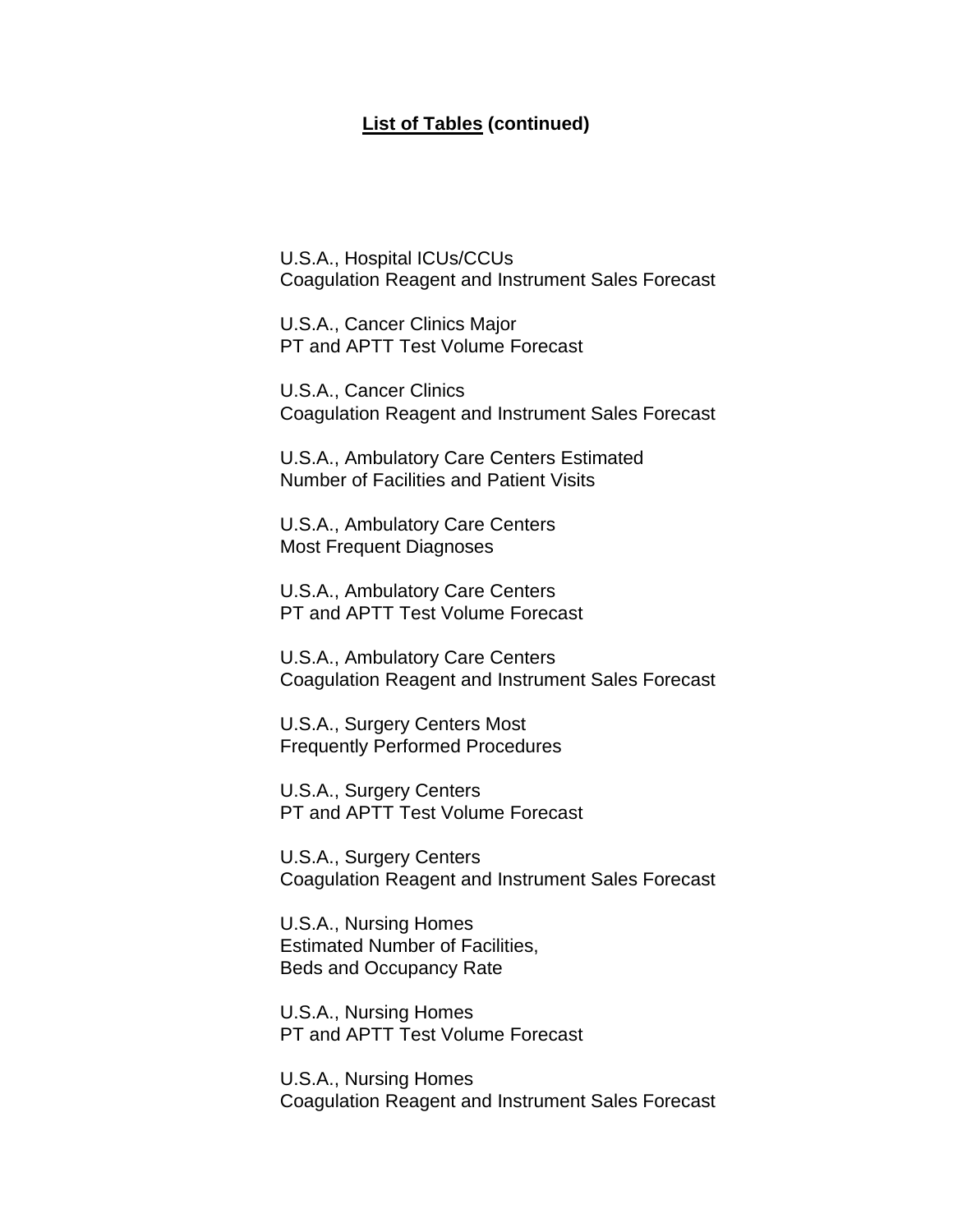## <u>List of Tables</u> (continued)

U.S.A., Hospital ICUs/CCUs
Coagulation Reagent and Instrument Sales Forecast

U.S.A., Cancer Clinics Major
PT and APTT Test Volume Forecast

U.S.A., Cancer Clinics
Coagulation Reagent and Instrument Sales Forecast

U.S.A., Ambulatory Care Centers Estimated
Number of Facilities and Patient Visits

U.S.A., Ambulatory Care Centers
Most Frequent Diagnoses

U.S.A., Ambulatory Care Centers
PT and APTT Test Volume Forecast

U.S.A., Ambulatory Care Centers
Coagulation Reagent and Instrument Sales Forecast

U.S.A., Surgery Centers Most
Frequently Performed Procedures

U.S.A., Surgery Centers
PT and APTT Test Volume Forecast

U.S.A., Surgery Centers
Coagulation Reagent and Instrument Sales Forecast

U.S.A., Nursing Homes
Estimated Number of Facilities,
Beds and Occupancy Rate

U.S.A., Nursing Homes
PT and APTT Test Volume Forecast

U.S.A., Nursing Homes
Coagulation Reagent and Instrument Sales Forecast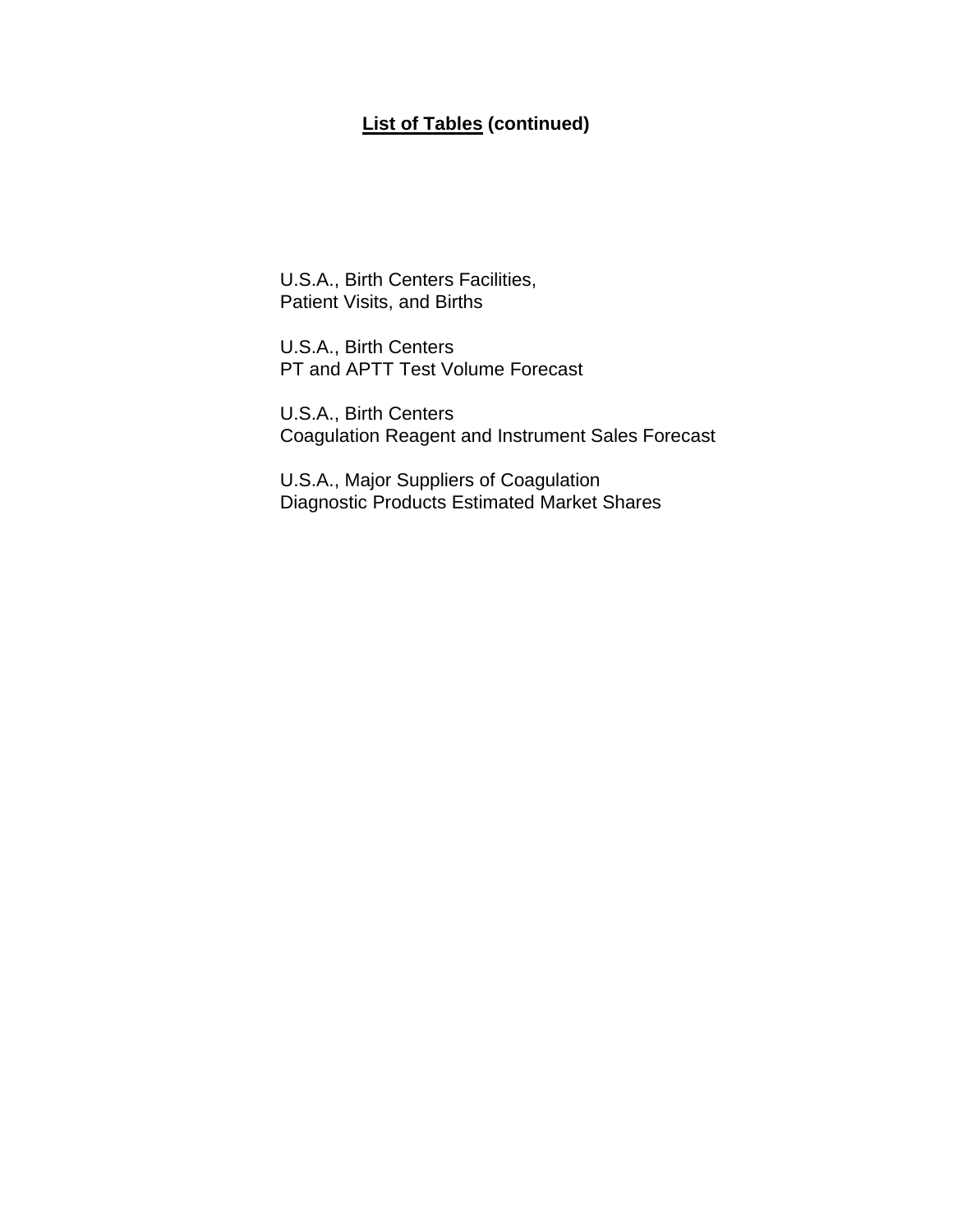## <u>List of Tables</u> (continued)

U.S.A., Birth Centers Facilities,
Patient Visits, and Births

U.S.A., Birth Centers
PT and APTT Test Volume Forecast

U.S.A., Birth Centers
Coagulation Reagent and Instrument Sales Forecast

U.S.A., Major Suppliers of Coagulation
Diagnostic Products Estimated Market Shares